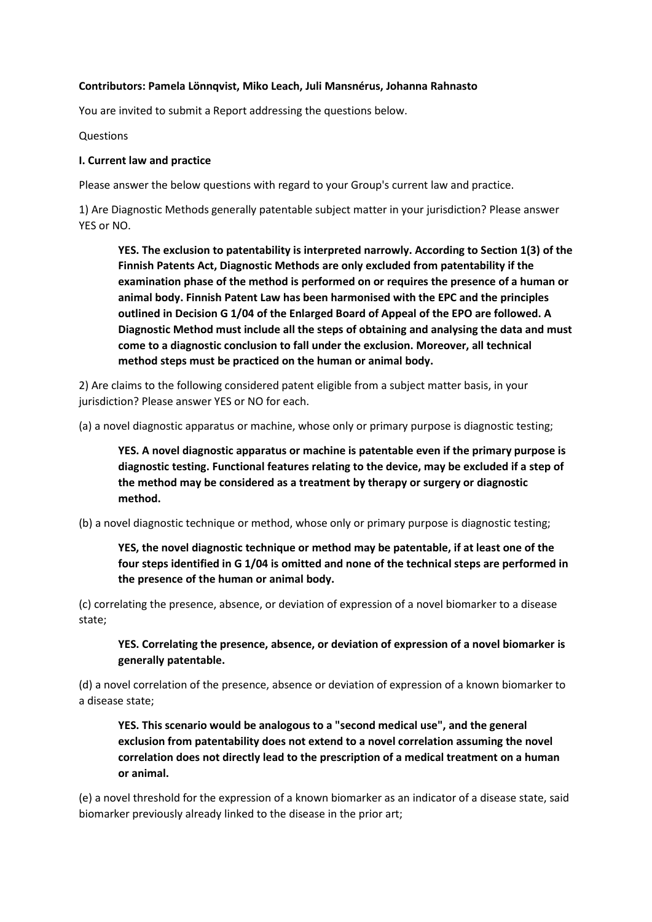**Contributors: Pamela Lönnqvist, Miko Leach, Juli Mansnérus, Johanna Rahnasto**

You are invited to submit a Report addressing the questions below.

Questions

**I. Current law and practice**

Please answer the below questions with regard to your Group's current law and practice.

1) Are Diagnostic Methods generally patentable subject matter in your jurisdiction? Please answer YES or NO.

> **YES. The exclusion to patentability is interpreted narrowly. According to Section 1(3) of the Finnish Patents Act, Diagnostic Methods are only excluded from patentability if the examination phase of the method is performed on or requires the presence of a human or animal body. Finnish Patent Law has been harmonised with the EPC and the principles outlined in Decision G 1/04 of the Enlarged Board of Appeal of the EPO are followed. A Diagnostic Method must include all the steps of obtaining and analysing the data and must come to a diagnostic conclusion to fall under the exclusion. Moreover, all technical method steps must be practiced on the human or animal body.**

2) Are claims to the following considered patent eligible from a subject matter basis, in your jurisdiction? Please answer YES or NO for each.

(a) a novel diagnostic apparatus or machine, whose only or primary purpose is diagnostic testing;

> **YES. A novel diagnostic apparatus or machine is patentable even if the primary purpose is diagnostic testing. Functional features relating to the device, may be excluded if a step of the method may be considered as a treatment by therapy or surgery or diagnostic method.**

(b) a novel diagnostic technique or method, whose only or primary purpose is diagnostic testing;

> **YES, the novel diagnostic technique or method may be patentable, if at least one of the four steps identified in G 1/04 is omitted and none of the technical steps are performed in the presence of the human or animal body.**

(c) correlating the presence, absence, or deviation of expression of a novel biomarker to a disease state;

> **YES. Correlating the presence, absence, or deviation of expression of a novel biomarker is generally patentable.**

(d) a novel correlation of the presence, absence or deviation of expression of a known biomarker to a disease state;

> **YES. This scenario would be analogous to a "second medical use", and the general exclusion from patentability does not extend to a novel correlation assuming the novel correlation does not directly lead to the prescription of a medical treatment on a human or animal.**

(e) a novel threshold for the expression of a known biomarker as an indicator of a disease state, said biomarker previously already linked to the disease in the prior art;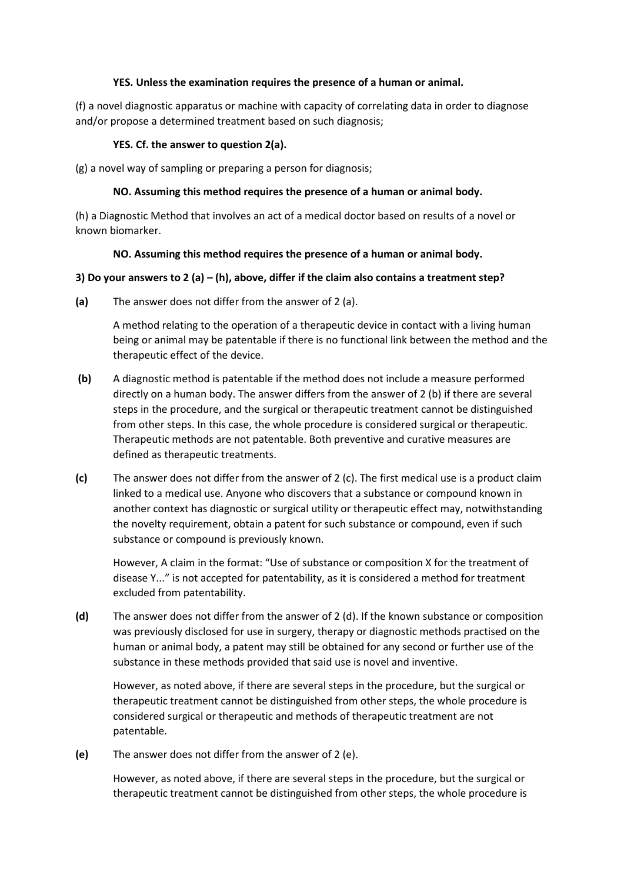**YES. Unless the examination requires the presence of a human or animal.**

(f) a novel diagnostic apparatus or machine with capacity of correlating data in order to diagnose and/or propose a determined treatment based on such diagnosis;

**YES. Cf. the answer to question 2(a).**

(g) a novel way of sampling or preparing a person for diagnosis;

**NO. Assuming this method requires the presence of a human or animal body.**

(h) a Diagnostic Method that involves an act of a medical doctor based on results of a novel or known biomarker.

**NO. Assuming this method requires the presence of a human or animal body.**

**3) Do your answers to 2 (a) – (h), above, differ if the claim also contains a treatment step?**

**(a)** The answer does not differ from the answer of 2 (a).

A method relating to the operation of a therapeutic device in contact with a living human being or animal may be patentable if there is no functional link between the method and the therapeutic effect of the device.

**(b)** A diagnostic method is patentable if the method does not include a measure performed directly on a human body. The answer differs from the answer of 2 (b) if there are several steps in the procedure, and the surgical or therapeutic treatment cannot be distinguished from other steps. In this case, the whole procedure is considered surgical or therapeutic. Therapeutic methods are not patentable. Both preventive and curative measures are defined as therapeutic treatments.

**(c)** The answer does not differ from the answer of 2 (c). The first medical use is a product claim linked to a medical use. Anyone who discovers that a substance or compound known in another context has diagnostic or surgical utility or therapeutic effect may, notwithstanding the novelty requirement, obtain a patent for such substance or compound, even if such substance or compound is previously known.

However, A claim in the format: "Use of substance or composition X for the treatment of disease Y..." is not accepted for patentability, as it is considered a method for treatment excluded from patentability.

**(d)** The answer does not differ from the answer of 2 (d). If the known substance or composition was previously disclosed for use in surgery, therapy or diagnostic methods practised on the human or animal body, a patent may still be obtained for any second or further use of the substance in these methods provided that said use is novel and inventive.

However, as noted above, if there are several steps in the procedure, but the surgical or therapeutic treatment cannot be distinguished from other steps, the whole procedure is considered surgical or therapeutic and methods of therapeutic treatment are not patentable.

**(e)** The answer does not differ from the answer of 2 (e).

However, as noted above, if there are several steps in the procedure, but the surgical or therapeutic treatment cannot be distinguished from other steps, the whole procedure is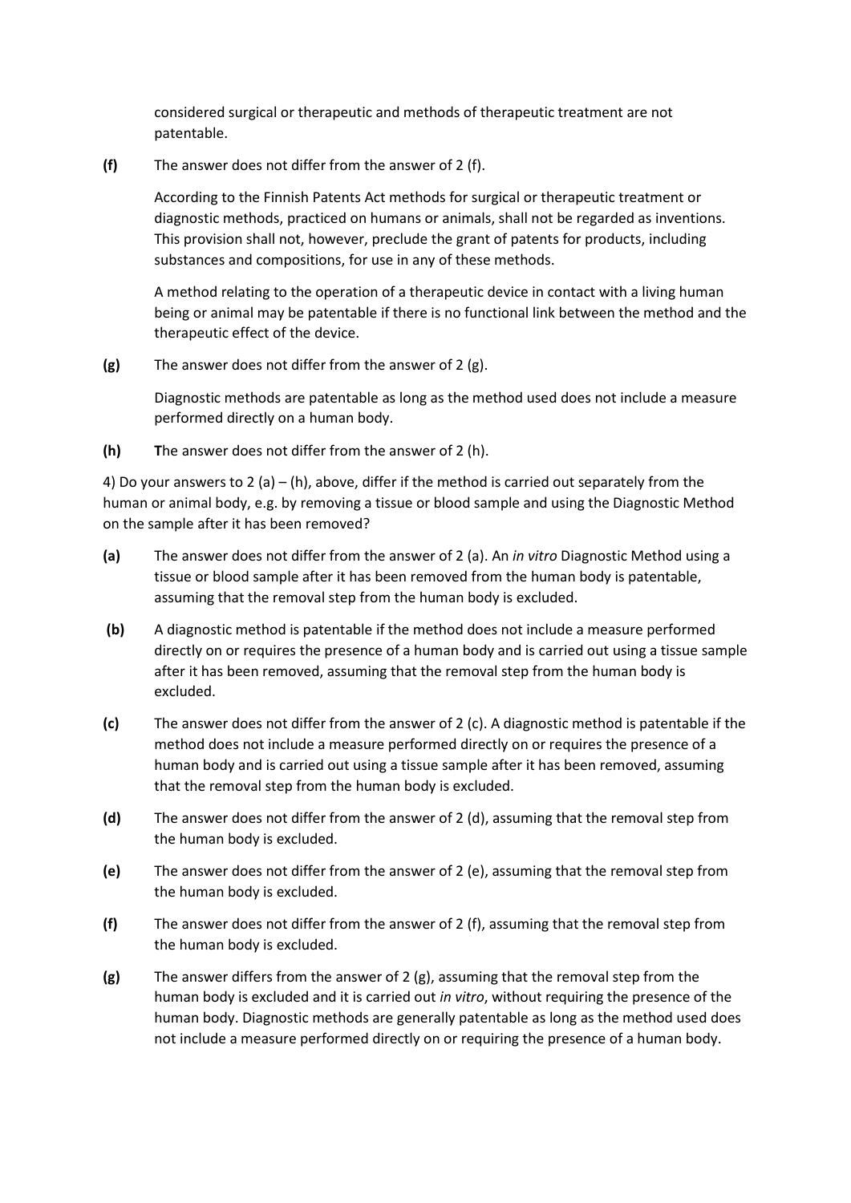considered surgical or therapeutic and methods of therapeutic treatment are not patentable.

**(f)** The answer does not differ from the answer of 2 (f).

According to the Finnish Patents Act methods for surgical or therapeutic treatment or diagnostic methods, practiced on humans or animals, shall not be regarded as inventions. This provision shall not, however, preclude the grant of patents for products, including substances and compositions, for use in any of these methods.

A method relating to the operation of a therapeutic device in contact with a living human being or animal may be patentable if there is no functional link between the method and the therapeutic effect of the device.

**(g)** The answer does not differ from the answer of 2 (g).

Diagnostic methods are patentable as long as the method used does not include a measure performed directly on a human body.

**(h)** **T**he answer does not differ from the answer of 2 (h).

4) Do your answers to 2 (a) – (h), above, differ if the method is carried out separately from the human or animal body, e.g. by removing a tissue or blood sample and using the Diagnostic Method on the sample after it has been removed?

**(a)** The answer does not differ from the answer of 2 (a). An *in vitro* Diagnostic Method using a tissue or blood sample after it has been removed from the human body is patentable, assuming that the removal step from the human body is excluded.

**(b)** A diagnostic method is patentable if the method does not include a measure performed directly on or requires the presence of a human body and is carried out using a tissue sample after it has been removed, assuming that the removal step from the human body is excluded.

**(c)** The answer does not differ from the answer of 2 (c). A diagnostic method is patentable if the method does not include a measure performed directly on or requires the presence of a human body and is carried out using a tissue sample after it has been removed, assuming that the removal step from the human body is excluded.

**(d)** The answer does not differ from the answer of 2 (d), assuming that the removal step from the human body is excluded.

**(e)** The answer does not differ from the answer of 2 (e), assuming that the removal step from the human body is excluded.

**(f)** The answer does not differ from the answer of 2 (f), assuming that the removal step from the human body is excluded.

**(g)** The answer differs from the answer of 2 (g), assuming that the removal step from the human body is excluded and it is carried out *in vitro*, without requiring the presence of the human body. Diagnostic methods are generally patentable as long as the method used does not include a measure performed directly on or requiring the presence of a human body.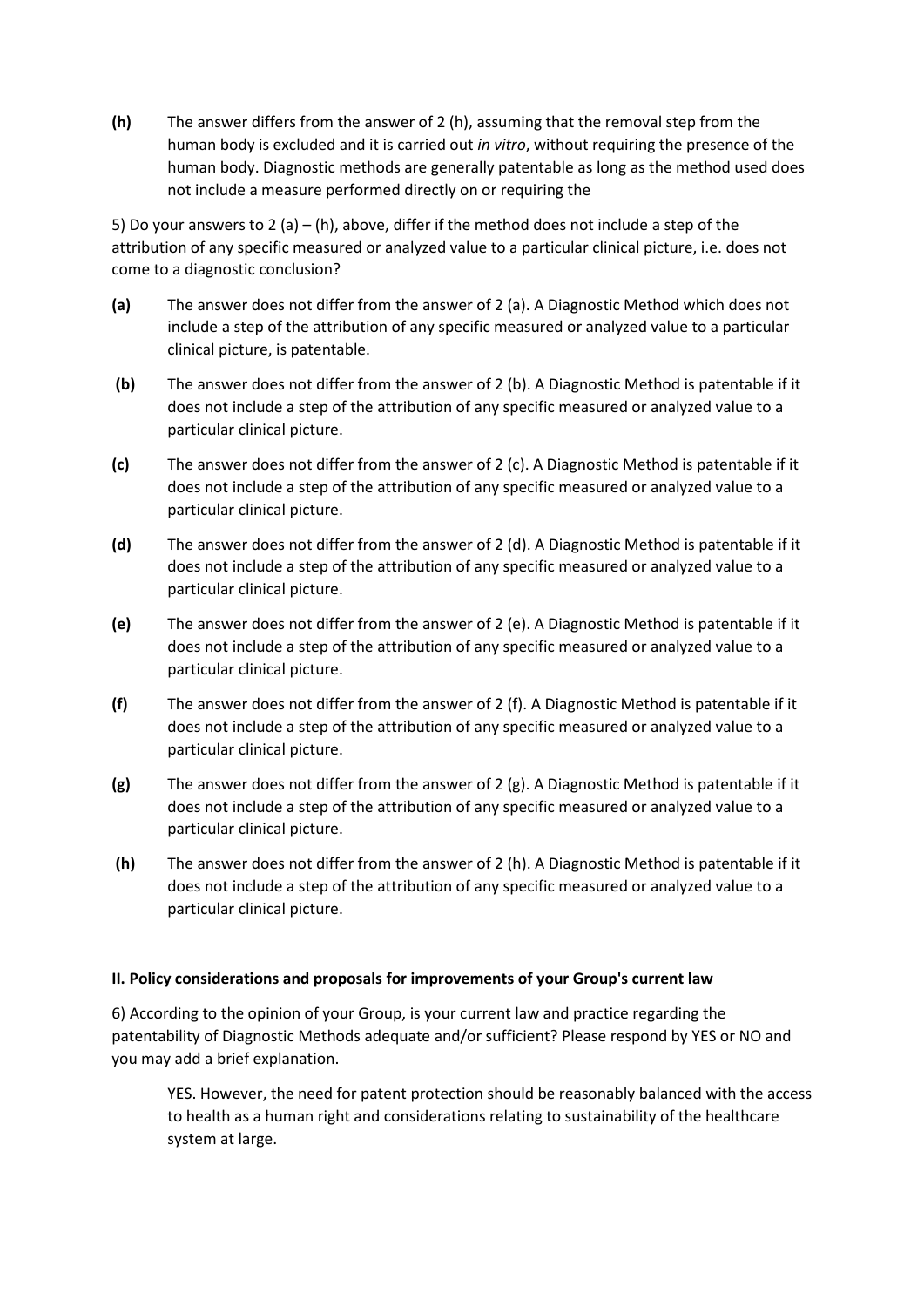**(h)** The answer differs from the answer of 2 (h), assuming that the removal step from the human body is excluded and it is carried out *in vitro*, without requiring the presence of the human body. Diagnostic methods are generally patentable as long as the method used does not include a measure performed directly on or requiring the

5) Do your answers to 2 (a) – (h), above, differ if the method does not include a step of the attribution of any specific measured or analyzed value to a particular clinical picture, i.e. does not come to a diagnostic conclusion?

**(a)** The answer does not differ from the answer of 2 (a). A Diagnostic Method which does not include a step of the attribution of any specific measured or analyzed value to a particular clinical picture, is patentable.

**(b)** The answer does not differ from the answer of 2 (b). A Diagnostic Method is patentable if it does not include a step of the attribution of any specific measured or analyzed value to a particular clinical picture.

**(c)** The answer does not differ from the answer of 2 (c). A Diagnostic Method is patentable if it does not include a step of the attribution of any specific measured or analyzed value to a particular clinical picture.

**(d)** The answer does not differ from the answer of 2 (d). A Diagnostic Method is patentable if it does not include a step of the attribution of any specific measured or analyzed value to a particular clinical picture.

**(e)** The answer does not differ from the answer of 2 (e). A Diagnostic Method is patentable if it does not include a step of the attribution of any specific measured or analyzed value to a particular clinical picture.

**(f)** The answer does not differ from the answer of 2 (f). A Diagnostic Method is patentable if it does not include a step of the attribution of any specific measured or analyzed value to a particular clinical picture.

**(g)** The answer does not differ from the answer of 2 (g). A Diagnostic Method is patentable if it does not include a step of the attribution of any specific measured or analyzed value to a particular clinical picture.

**(h)** The answer does not differ from the answer of 2 (h). A Diagnostic Method is patentable if it does not include a step of the attribution of any specific measured or analyzed value to a particular clinical picture.

**II. Policy considerations and proposals for improvements of your Group's current law**

6) According to the opinion of your Group, is your current law and practice regarding the patentability of Diagnostic Methods adequate and/or sufficient? Please respond by YES or NO and you may add a brief explanation.

YES. However, the need for patent protection should be reasonably balanced with the access to health as a human right and considerations relating to sustainability of the healthcare system at large.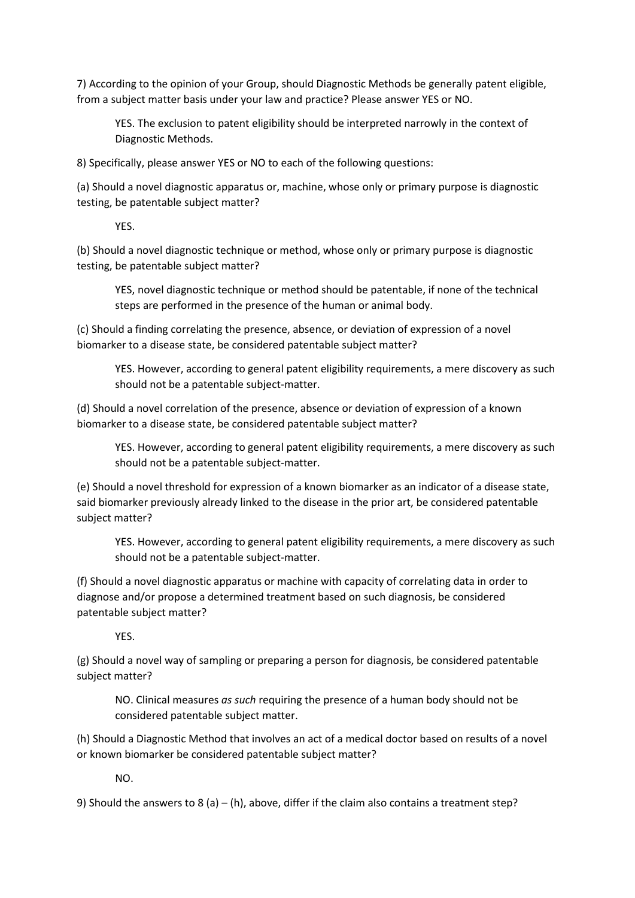7) According to the opinion of your Group, should Diagnostic Methods be generally patent eligible, from a subject matter basis under your law and practice? Please answer YES or NO.

> YES. The exclusion to patent eligibility should be interpreted narrowly in the context of Diagnostic Methods.

8) Specifically, please answer YES or NO to each of the following questions:

(a) Should a novel diagnostic apparatus or, machine, whose only or primary purpose is diagnostic testing, be patentable subject matter?

> YES.

(b) Should a novel diagnostic technique or method, whose only or primary purpose is diagnostic testing, be patentable subject matter?

> YES, novel diagnostic technique or method should be patentable, if none of the technical steps are performed in the presence of the human or animal body.

(c) Should a finding correlating the presence, absence, or deviation of expression of a novel biomarker to a disease state, be considered patentable subject matter?

> YES. However, according to general patent eligibility requirements, a mere discovery as such should not be a patentable subject-matter.

(d) Should a novel correlation of the presence, absence or deviation of expression of a known biomarker to a disease state, be considered patentable subject matter?

> YES. However, according to general patent eligibility requirements, a mere discovery as such should not be a patentable subject-matter.

(e) Should a novel threshold for expression of a known biomarker as an indicator of a disease state, said biomarker previously already linked to the disease in the prior art, be considered patentable subject matter?

> YES. However, according to general patent eligibility requirements, a mere discovery as such should not be a patentable subject-matter.

(f) Should a novel diagnostic apparatus or machine with capacity of correlating data in order to diagnose and/or propose a determined treatment based on such diagnosis, be considered patentable subject matter?

> YES.

(g) Should a novel way of sampling or preparing a person for diagnosis, be considered patentable subject matter?

> NO. Clinical measures *as such* requiring the presence of a human body should not be considered patentable subject matter.

(h) Should a Diagnostic Method that involves an act of a medical doctor based on results of a novel or known biomarker be considered patentable subject matter?

> NO.

9) Should the answers to 8 (a) – (h), above, differ if the claim also contains a treatment step?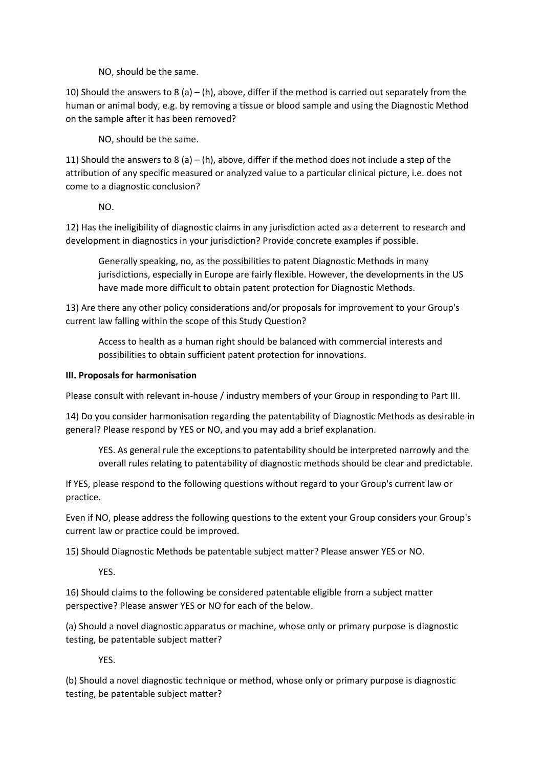NO, should be the same.

10) Should the answers to 8 (a) – (h), above, differ if the method is carried out separately from the human or animal body, e.g. by removing a tissue or blood sample and using the Diagnostic Method on the sample after it has been removed?

NO, should be the same.

11) Should the answers to 8 (a) – (h), above, differ if the method does not include a step of the attribution of any specific measured or analyzed value to a particular clinical picture, i.e. does not come to a diagnostic conclusion?

NO.

12) Has the ineligibility of diagnostic claims in any jurisdiction acted as a deterrent to research and development in diagnostics in your jurisdiction? Provide concrete examples if possible.

Generally speaking, no, as the possibilities to patent Diagnostic Methods in many jurisdictions, especially in Europe are fairly flexible. However, the developments in the US have made more difficult to obtain patent protection for Diagnostic Methods.

13) Are there any other policy considerations and/or proposals for improvement to your Group's current law falling within the scope of this Study Question?

Access to health as a human right should be balanced with commercial interests and possibilities to obtain sufficient patent protection for innovations.

**III. Proposals for harmonisation**

Please consult with relevant in-house / industry members of your Group in responding to Part III.

14) Do you consider harmonisation regarding the patentability of Diagnostic Methods as desirable in general? Please respond by YES or NO, and you may add a brief explanation.

YES. As general rule the exceptions to patentability should be interpreted narrowly and the overall rules relating to patentability of diagnostic methods should be clear and predictable.

If YES, please respond to the following questions without regard to your Group's current law or practice.

Even if NO, please address the following questions to the extent your Group considers your Group's current law or practice could be improved.

15) Should Diagnostic Methods be patentable subject matter? Please answer YES or NO.

YES.

16) Should claims to the following be considered patentable eligible from a subject matter perspective? Please answer YES or NO for each of the below.

(a) Should a novel diagnostic apparatus or machine, whose only or primary purpose is diagnostic testing, be patentable subject matter?

YES.

(b) Should a novel diagnostic technique or method, whose only or primary purpose is diagnostic testing, be patentable subject matter?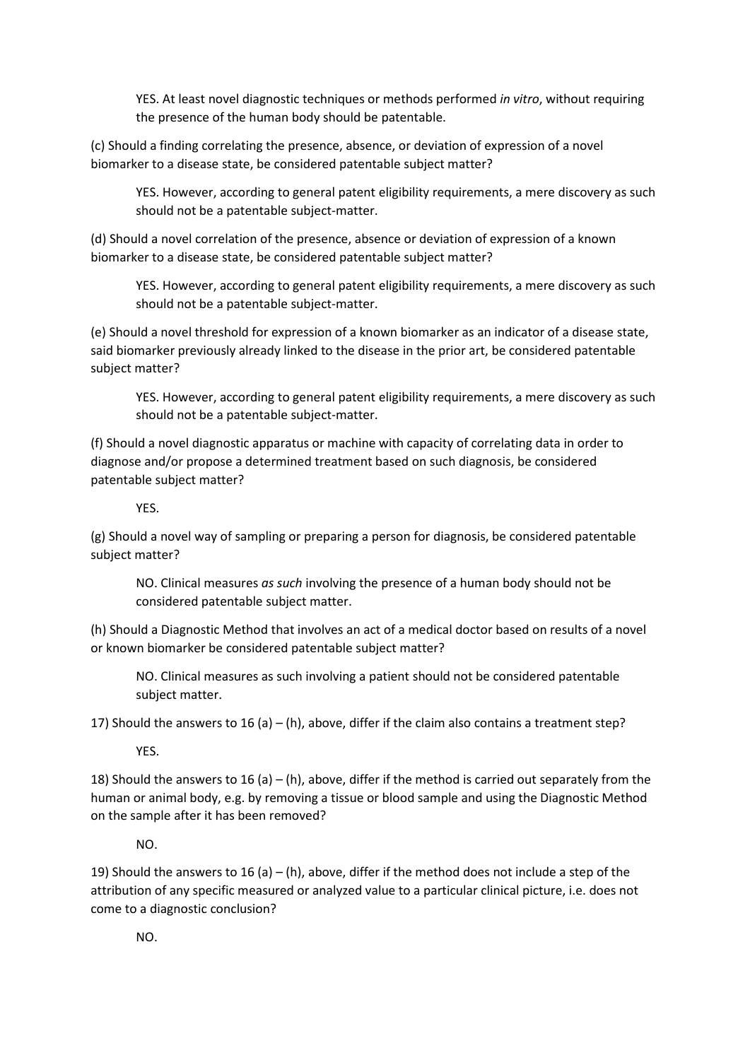YES. At least novel diagnostic techniques or methods performed *in vitro*, without requiring the presence of the human body should be patentable.

(c) Should a finding correlating the presence, absence, or deviation of expression of a novel biomarker to a disease state, be considered patentable subject matter?

YES. However, according to general patent eligibility requirements, a mere discovery as such should not be a patentable subject-matter.

(d) Should a novel correlation of the presence, absence or deviation of expression of a known biomarker to a disease state, be considered patentable subject matter?

YES. However, according to general patent eligibility requirements, a mere discovery as such should not be a patentable subject-matter.

(e) Should a novel threshold for expression of a known biomarker as an indicator of a disease state, said biomarker previously already linked to the disease in the prior art, be considered patentable subject matter?

YES. However, according to general patent eligibility requirements, a mere discovery as such should not be a patentable subject-matter.

(f) Should a novel diagnostic apparatus or machine with capacity of correlating data in order to diagnose and/or propose a determined treatment based on such diagnosis, be considered patentable subject matter?

YES.

(g) Should a novel way of sampling or preparing a person for diagnosis, be considered patentable subject matter?

NO. Clinical measures *as such* involving the presence of a human body should not be considered patentable subject matter.

(h) Should a Diagnostic Method that involves an act of a medical doctor based on results of a novel or known biomarker be considered patentable subject matter?

NO. Clinical measures as such involving a patient should not be considered patentable subject matter.

17) Should the answers to 16 (a) – (h), above, differ if the claim also contains a treatment step?

YES.

18) Should the answers to 16 (a) – (h), above, differ if the method is carried out separately from the human or animal body, e.g. by removing a tissue or blood sample and using the Diagnostic Method on the sample after it has been removed?

NO.

19) Should the answers to 16 (a) – (h), above, differ if the method does not include a step of the attribution of any specific measured or analyzed value to a particular clinical picture, i.e. does not come to a diagnostic conclusion?

NO.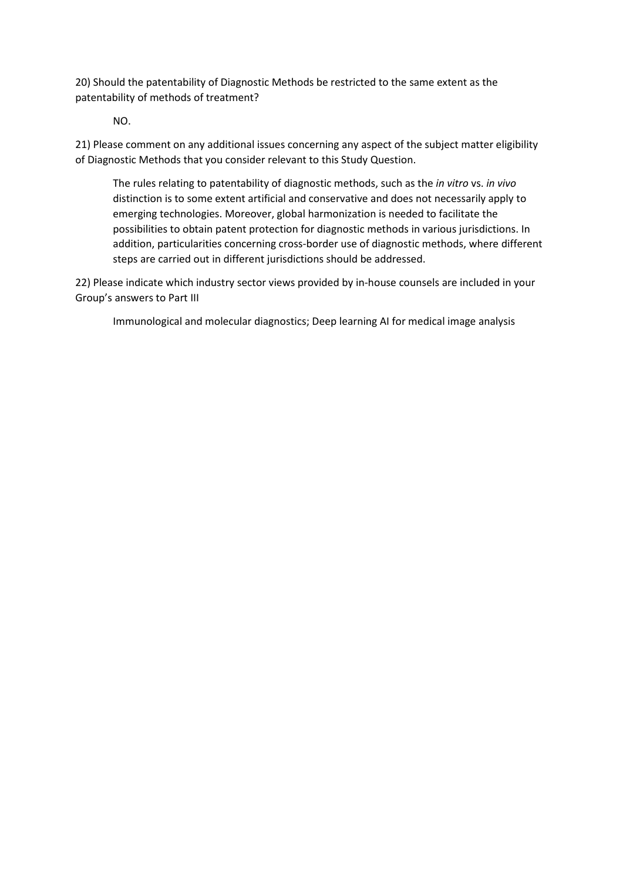20) Should the patentability of Diagnostic Methods be restricted to the same extent as the patentability of methods of treatment?

NO.

21) Please comment on any additional issues concerning any aspect of the subject matter eligibility of Diagnostic Methods that you consider relevant to this Study Question.

The rules relating to patentability of diagnostic methods, such as the *in vitro* vs. *in vivo* distinction is to some extent artificial and conservative and does not necessarily apply to emerging technologies. Moreover, global harmonization is needed to facilitate the possibilities to obtain patent protection for diagnostic methods in various jurisdictions. In addition, particularities concerning cross-border use of diagnostic methods, where different steps are carried out in different jurisdictions should be addressed.

22) Please indicate which industry sector views provided by in-house counsels are included in your Group's answers to Part III

Immunological and molecular diagnostics; Deep learning AI for medical image analysis